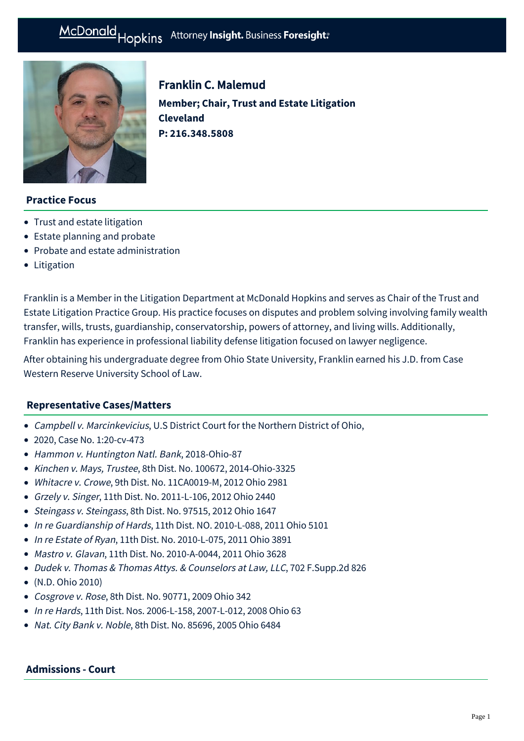McDonald Hopkins Attorney **Insight.** Business **Foresight.**

## Franklin C. Malemud

**Member; Chair, Trust and Estate Litigation**
**Cleveland**
**P: 216.348.5808**

### Practice Focus

- Trust and estate litigation
- Estate planning and probate
- Probate and estate administration
- Litigation

Franklin is a Member in the Litigation Department at McDonald Hopkins and serves as Chair of the Trust and Estate Litigation Practice Group. His practice focuses on disputes and problem solving involving family wealth transfer, wills, trusts, guardianship, conservatorship, powers of attorney, and living wills. Additionally, Franklin has experience in professional liability defense litigation focused on lawyer negligence.

After obtaining his undergraduate degree from Ohio State University, Franklin earned his J.D. from Case Western Reserve University School of Law.

### Representative Cases/Matters

- *Campbell v. Marcinkevicius*, U.S District Court for the Northern District of Ohio,
- 2020, Case No. 1:20-cv-473
- *Hammon v. Huntington Natl. Bank*, 2018-Ohio-87
- *Kinchen v. Mays, Trustee*, 8th Dist. No. 100672, 2014-Ohio-3325
- *Whitacre v. Crowe*, 9th Dist. No. 11CA0019-M, 2012 Ohio 2981
- *Grzely v. Singer*, 11th Dist. No. 2011-L-106, 2012 Ohio 2440
- *Steingass v. Steingass*, 8th Dist. No. 97515, 2012 Ohio 1647
- *In re Guardianship of Hards*, 11th Dist. NO. 2010-L-088, 2011 Ohio 5101
- *In re Estate of Ryan*, 11th Dist. No. 2010-L-075, 2011 Ohio 3891
- *Mastro v. Glavan*, 11th Dist. No. 2010-A-0044, 2011 Ohio 3628
- *Dudek v. Thomas & Thomas Attys. & Counselors at Law, LLC*, 702 F.Supp.2d 826
- (N.D. Ohio 2010)
- *Cosgrove v. Rose*, 8th Dist. No. 90771, 2009 Ohio 342
- *In re Hards*, 11th Dist. Nos. 2006-L-158, 2007-L-012, 2008 Ohio 63
- *Nat. City Bank v. Noble*, 8th Dist. No. 85696, 2005 Ohio 6484

### Admissions - Court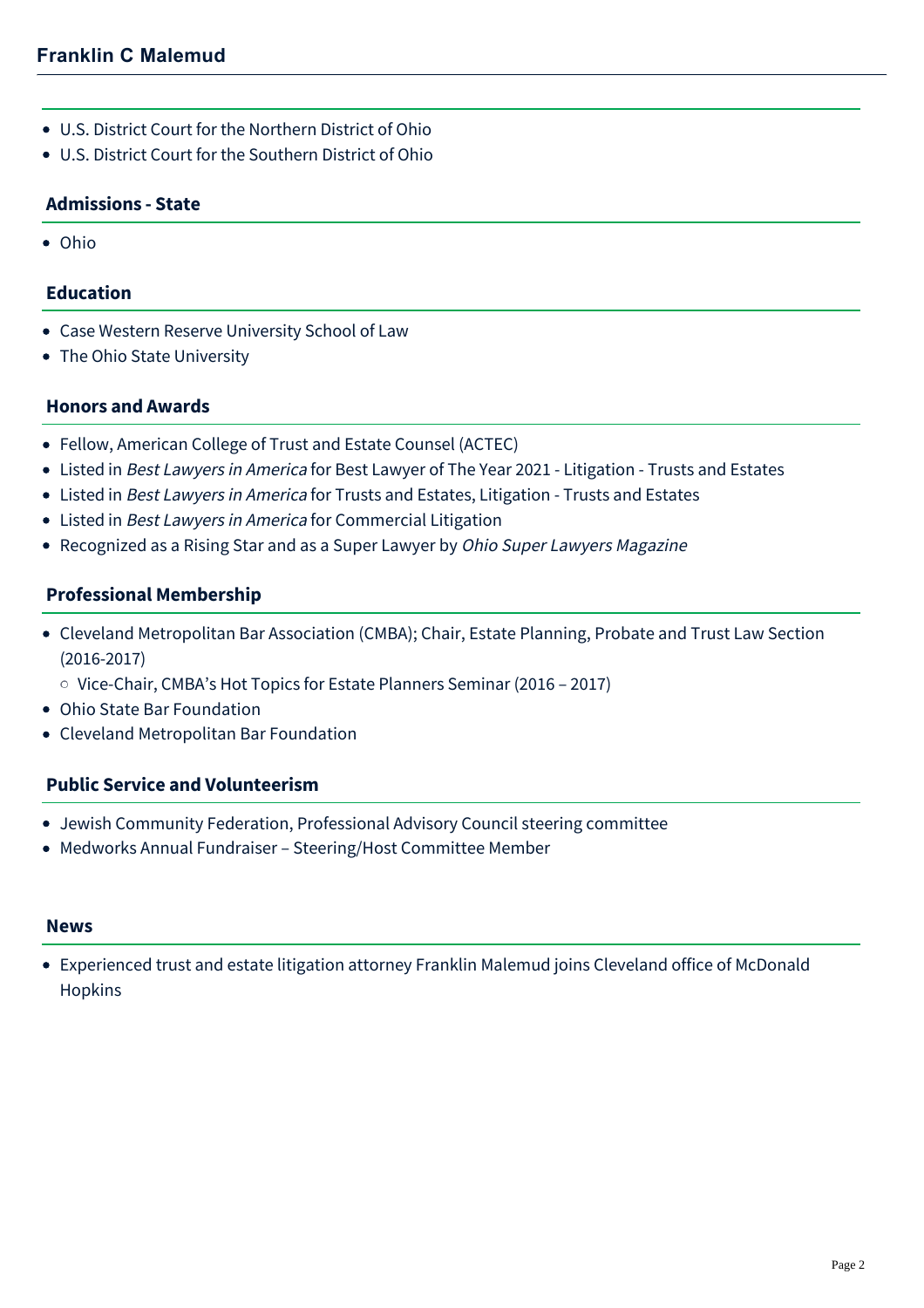- U.S. District Court for the Northern District of Ohio
- U.S. District Court for the Southern District of Ohio

## Admissions - State

- Ohio

## Education

- Case Western Reserve University School of Law
- The Ohio State University

## Honors and Awards

- Fellow, American College of Trust and Estate Counsel (ACTEC)
- Listed in *Best Lawyers in America* for Best Lawyer of The Year 2021 - Litigation - Trusts and Estates
- Listed in *Best Lawyers in America* for Trusts and Estates, Litigation - Trusts and Estates
- Listed in *Best Lawyers in America* for Commercial Litigation
- Recognized as a Rising Star and as a Super Lawyer by *Ohio Super Lawyers Magazine*

## Professional Membership

- Cleveland Metropolitan Bar Association (CMBA); Chair, Estate Planning, Probate and Trust Law Section (2016-2017)
  - Vice-Chair, CMBA's Hot Topics for Estate Planners Seminar (2016 – 2017)
- Ohio State Bar Foundation
- Cleveland Metropolitan Bar Foundation

## Public Service and Volunteerism

- Jewish Community Federation, Professional Advisory Council steering committee
- Medworks Annual Fundraiser – Steering/Host Committee Member

## News

- Experienced trust and estate litigation attorney Franklin Malemud joins Cleveland office of McDonald Hopkins